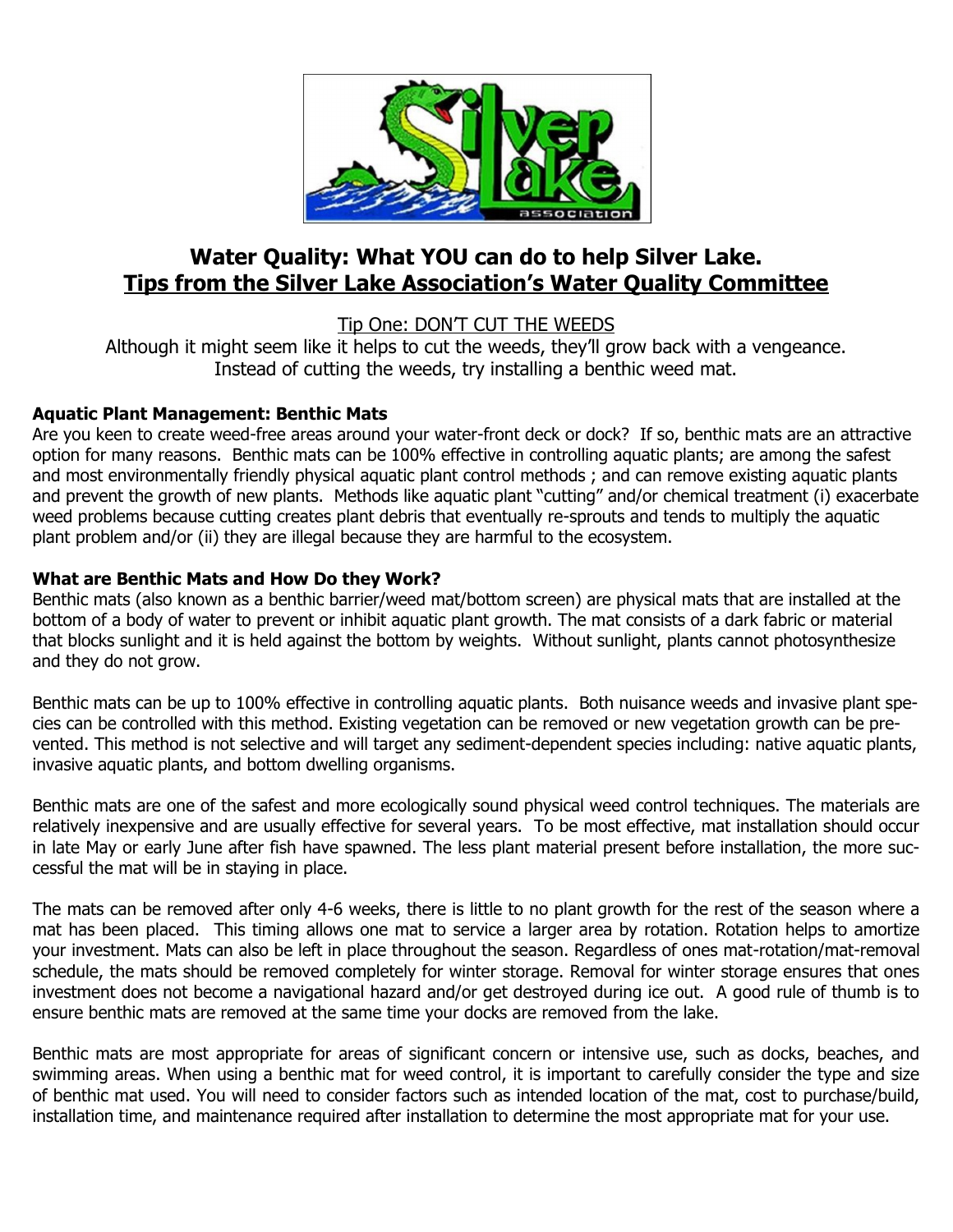# Water Quality: What YOU can do to help Silver Lake.

## Tips from the Silver Lake Association's Water Quality Committee

Tip One: DON'T CUT THE WEEDS

Although it might seem like it helps to cut the weeds, they'll grow back with a vengeance. Instead of cutting the weeds, try installing a benthic weed mat.

**Aquatic Plant Management: Benthic Mats**

Are you keen to create weed-free areas around your water-front deck or dock? If so, benthic mats are an attractive option for many reasons. Benthic mats can be 100% effective in controlling aquatic plants; are among the safest and most environmentally friendly physical aquatic plant control methods ; and can remove existing aquatic plants and prevent the growth of new plants. Methods like aquatic plant "cutting" and/or chemical treatment (i) exacerbate weed problems because cutting creates plant debris that eventually re-sprouts and tends to multiply the aquatic plant problem and/or (ii) they are illegal because they are harmful to the ecosystem.

**What are Benthic Mats and How Do they Work?**

Benthic mats (also known as a benthic barrier/weed mat/bottom screen) are physical mats that are installed at the bottom of a body of water to prevent or inhibit aquatic plant growth. The mat consists of a dark fabric or material that blocks sunlight and it is held against the bottom by weights. Without sunlight, plants cannot photosynthesize and they do not grow.

Benthic mats can be up to 100% effective in controlling aquatic plants. Both nuisance weeds and invasive plant species can be controlled with this method. Existing vegetation can be removed or new vegetation growth can be prevented. This method is not selective and will target any sediment-dependent species including: native aquatic plants, invasive aquatic plants, and bottom dwelling organisms.

Benthic mats are one of the safest and more ecologically sound physical weed control techniques. The materials are relatively inexpensive and are usually effective for several years. To be most effective, mat installation should occur in late May or early June after fish have spawned. The less plant material present before installation, the more successful the mat will be in staying in place.

The mats can be removed after only 4-6 weeks, there is little to no plant growth for the rest of the season where a mat has been placed. This timing allows one mat to service a larger area by rotation. Rotation helps to amortize your investment. Mats can also be left in place throughout the season. Regardless of ones mat-rotation/mat-removal schedule, the mats should be removed completely for winter storage. Removal for winter storage ensures that ones investment does not become a navigational hazard and/or get destroyed during ice out. A good rule of thumb is to ensure benthic mats are removed at the same time your docks are removed from the lake.

Benthic mats are most appropriate for areas of significant concern or intensive use, such as docks, beaches, and swimming areas. When using a benthic mat for weed control, it is important to carefully consider the type and size of benthic mat used. You will need to consider factors such as intended location of the mat, cost to purchase/build, installation time, and maintenance required after installation to determine the most appropriate mat for your use.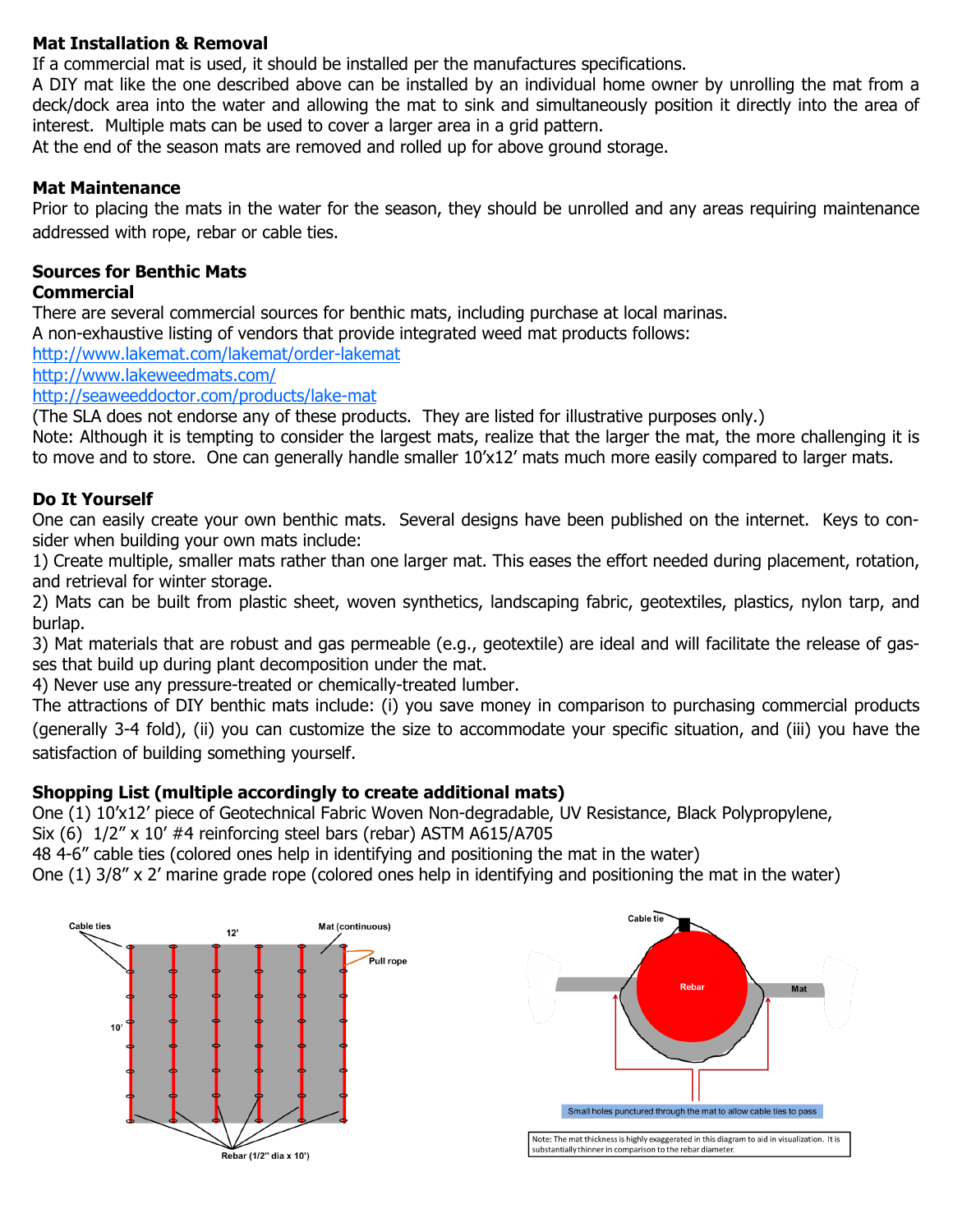**Mat Installation & Removal**

If a commercial mat is used, it should be installed per the manufactures specifications.

A DIY mat like the one described above can be installed by an individual home owner by unrolling the mat from a deck/dock area into the water and allowing the mat to sink and simultaneously position it directly into the area of interest. Multiple mats can be used to cover a larger area in a grid pattern.

At the end of the season mats are removed and rolled up for above ground storage.

**Mat Maintenance**

Prior to placing the mats in the water for the season, they should be unrolled and any areas requiring maintenance addressed with rope, rebar or cable ties.

**Sources for Benthic Mats**

**Commercial**

There are several commercial sources for benthic mats, including purchase at local marinas.

A non-exhaustive listing of vendors that provide integrated weed mat products follows:

http://www.lakemat.com/lakemat/order-lakemat

http://www.lakeweedmats.com/

http://seaweeddoctor.com/products/lake-mat

(The SLA does not endorse any of these products. They are listed for illustrative purposes only.)

Note: Although it is tempting to consider the largest mats, realize that the larger the mat, the more challenging it is to move and to store. One can generally handle smaller 10'x12' mats much more easily compared to larger mats.

**Do It Yourself**

One can easily create your own benthic mats. Several designs have been published on the internet. Keys to consider when building your own mats include:

1) Create multiple, smaller mats rather than one larger mat. This eases the effort needed during placement, rotation, and retrieval for winter storage.

2) Mats can be built from plastic sheet, woven synthetics, landscaping fabric, geotextiles, plastics, nylon tarp, and burlap.

3) Mat materials that are robust and gas permeable (e.g., geotextile) are ideal and will facilitate the release of gasses that build up during plant decomposition under the mat.

4) Never use any pressure-treated or chemically-treated lumber.

The attractions of DIY benthic mats include: (i) you save money in comparison to purchasing commercial products (generally 3-4 fold), (ii) you can customize the size to accommodate your specific situation, and (iii) you have the satisfaction of building something yourself.

**Shopping List (multiple accordingly to create additional mats)**

One (1) 10'x12' piece of Geotechnical Fabric Woven Non-degradable, UV Resistance, Black Polypropylene,

Six (6) 1/2" x 10' #4 reinforcing steel bars (rebar) ASTM A615/A705

48 4-6" cable ties (colored ones help in identifying and positioning the mat in the water)

One (1) 3/8" x 2' marine grade rope (colored ones help in identifying and positioning the mat in the water)

Cable ties

12'

Mat (continuous)

Pull rope

10'

Rebar (1/2" dia x 10')

Cable tie

Rebar

Mat

Small holes punctured through the mat to allow cable ties to pass

Note: The mat thickness is highly exaggerated in this diagram to aid in visualization. It is substantially thinner in comparison to the rebar diameter.